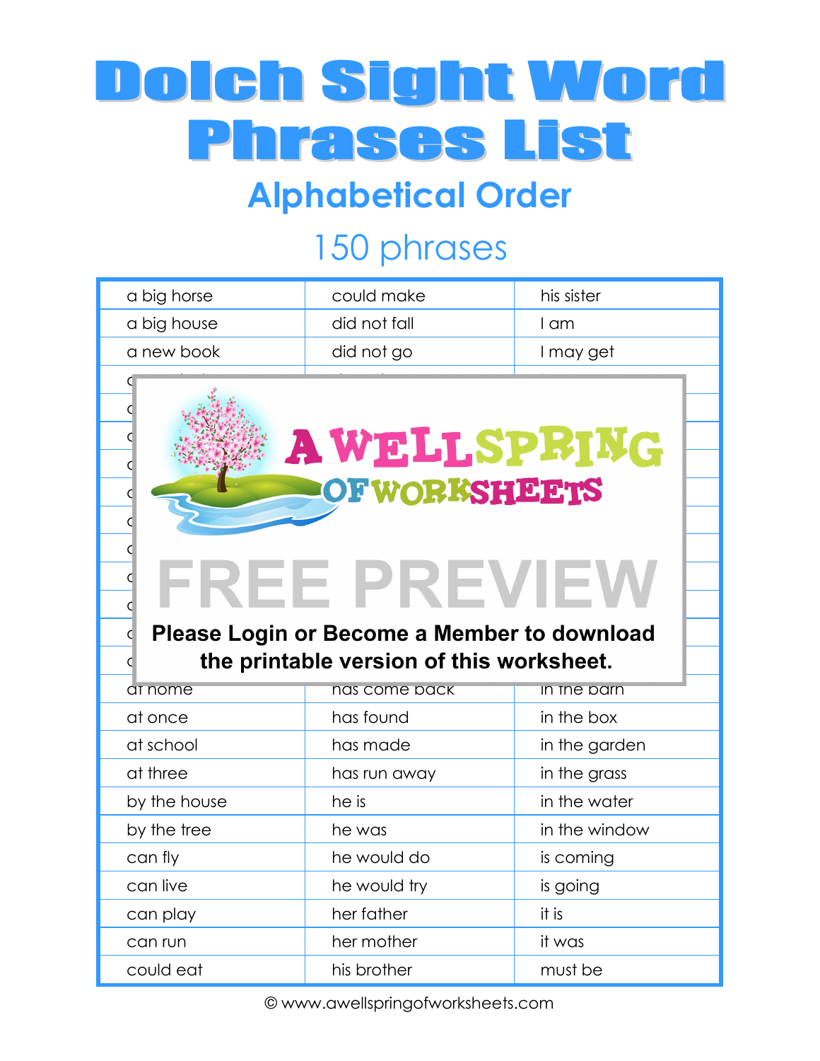# Dolch Sight Word Phrases List

## Alphabetical Order

### 150 phrases

| | | |
|---|---|---|
| a big horse | could make | his sister |
| a big house | did not fall | I am |
| a new book | did not go | I may get |
| at home | has come back | in the barn |
| at once | has found | in the box |
| at school | has made | in the garden |
| at three | has run away | in the grass |
| by the house | he is | in the water |
| by the tree | he was | in the window |
| can fly | he would do | is coming |
| can live | he would try | is going |
| can play | her father | it is |
| can run | her mother | it was |
| could eat | his brother | must be |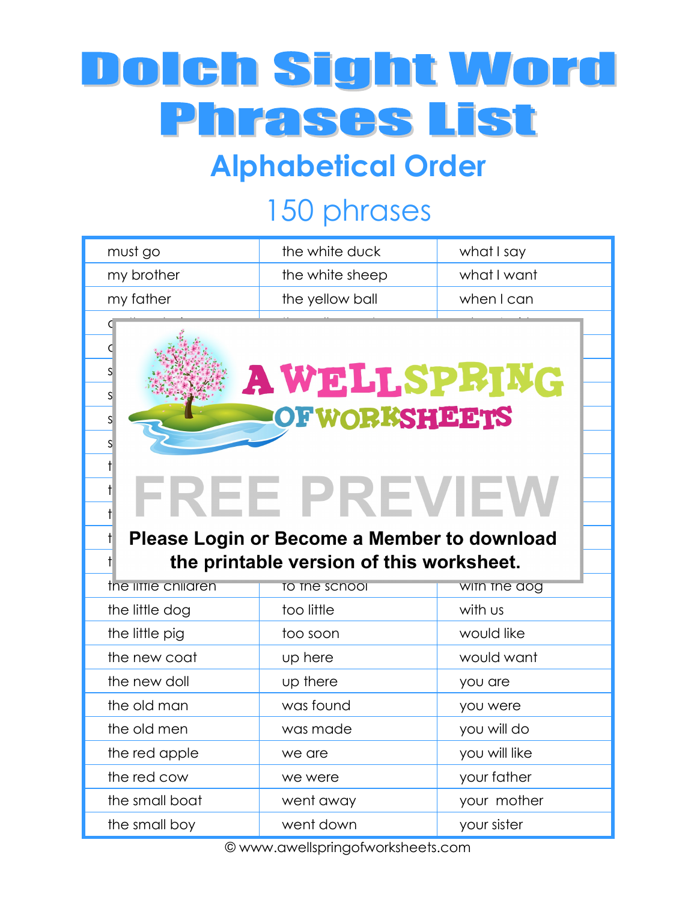# Dolch Sight Word Phrases List

## Alphabetical Order

150 phrases

| | | |
|---|---|---|
| must go | the white duck | what I say |
| my brother | the white sheep | what I want |
| my father | the yellow ball | when I can |
| the little children | to the school | with the dog |
| the little dog | too little | with us |
| the little pig | too soon | would like |
| the new coat | up here | would want |
| the new doll | up there | you are |
| the old man | was found | you were |
| the old men | was made | you will do |
| the red apple | we are | you will like |
| the red cow | we were | your father |
| the small boat | went away | your mother |
| the small boy | went down | your sister |